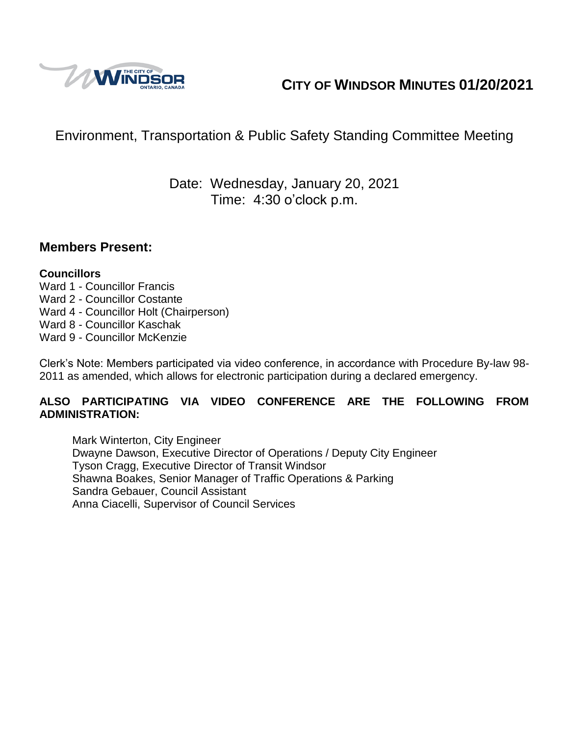# CITY OF WINDSOR MINUTES 01/20/2021

## Environment, Transportation & Public Safety Standing Committee Meeting

Date: Wednesday, January 20, 2021
Time: 4:30 o'clock p.m.

## Members Present:

**Councillors**

Ward 1 - Councillor Francis
Ward 2 - Councillor Costante
Ward 4 - Councillor Holt (Chairperson)
Ward 8 - Councillor Kaschak
Ward 9 - Councillor McKenzie

Clerk's Note: Members participated via video conference, in accordance with Procedure By-law 98-2011 as amended, which allows for electronic participation during a declared emergency.

**ALSO PARTICIPATING VIA VIDEO CONFERENCE ARE THE FOLLOWING FROM ADMINISTRATION:**

Mark Winterton, City Engineer
Dwayne Dawson, Executive Director of Operations / Deputy City Engineer
Tyson Cragg, Executive Director of Transit Windsor
Shawna Boakes, Senior Manager of Traffic Operations & Parking
Sandra Gebauer, Council Assistant
Anna Ciacelli, Supervisor of Council Services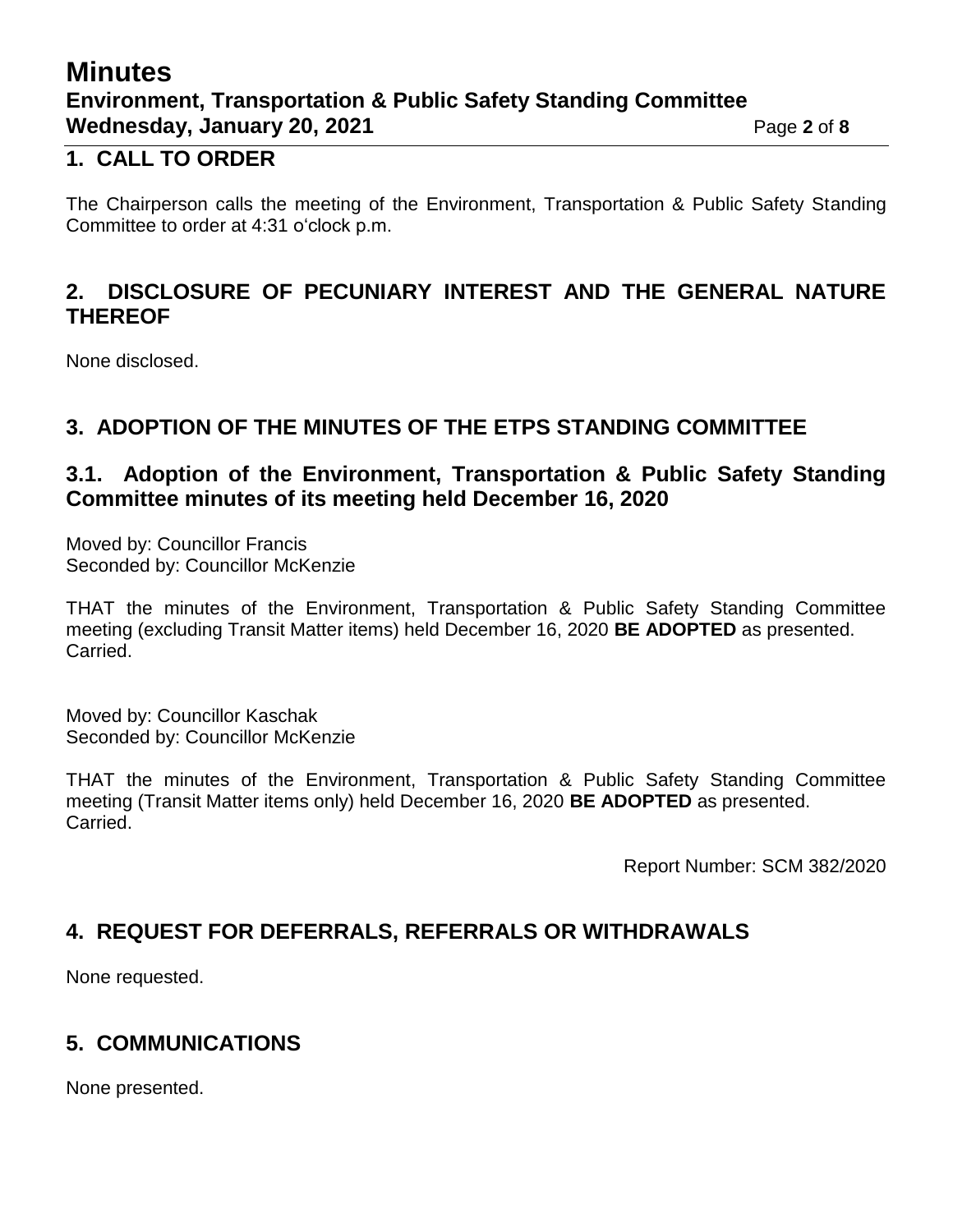## 1. CALL TO ORDER

The Chairperson calls the meeting of the Environment, Transportation & Public Safety Standing Committee to order at 4:31 o'clock p.m.

## 2. DISCLOSURE OF PECUNIARY INTEREST AND THE GENERAL NATURE THEREOF

None disclosed.

## 3. ADOPTION OF THE MINUTES OF THE ETPS STANDING COMMITTEE

### 3.1. Adoption of the Environment, Transportation & Public Safety Standing Committee minutes of its meeting held December 16, 2020

Moved by: Councillor Francis
Seconded by: Councillor McKenzie

THAT the minutes of the Environment, Transportation & Public Safety Standing Committee meeting (excluding Transit Matter items) held December 16, 2020 **BE ADOPTED** as presented.
Carried.

Moved by: Councillor Kaschak
Seconded by: Councillor McKenzie

THAT the minutes of the Environment, Transportation & Public Safety Standing Committee meeting (Transit Matter items only) held December 16, 2020 **BE ADOPTED** as presented.
Carried.

Report Number: SCM 382/2020

## 4. REQUEST FOR DEFERRALS, REFERRALS OR WITHDRAWALS

None requested.

## 5. COMMUNICATIONS

None presented.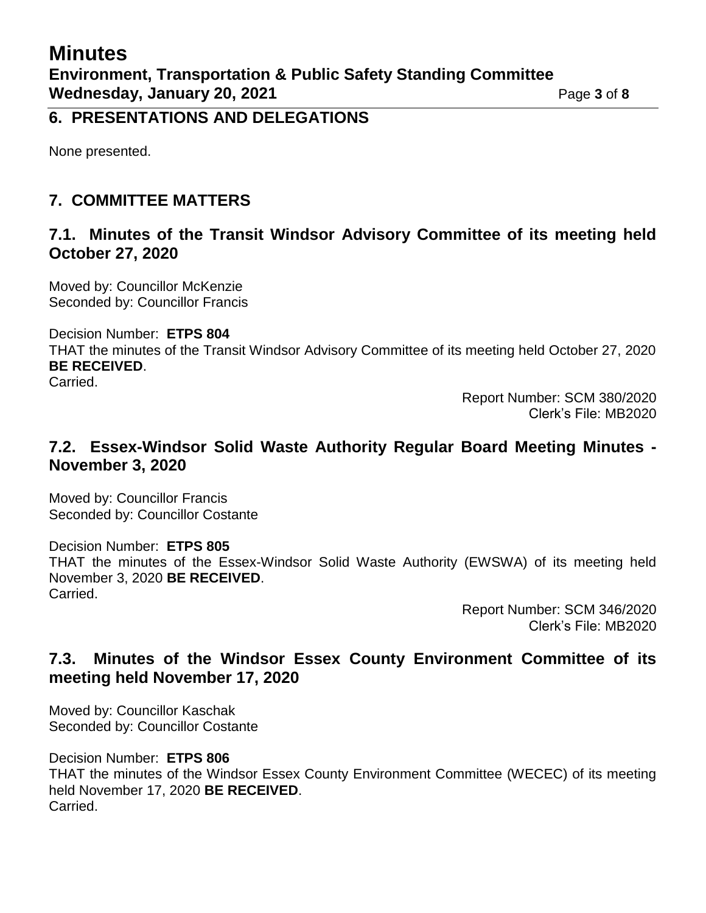## 6. PRESENTATIONS AND DELEGATIONS

None presented.

## 7. COMMITTEE MATTERS

### 7.1. Minutes of the Transit Windsor Advisory Committee of its meeting held October 27, 2020

Moved by: Councillor McKenzie
Seconded by: Councillor Francis

Decision Number: **ETPS 804**
THAT the minutes of the Transit Windsor Advisory Committee of its meeting held October 27, 2020 **BE RECEIVED**.
Carried.

Report Number: SCM 380/2020
Clerk's File: MB2020

### 7.2. Essex-Windsor Solid Waste Authority Regular Board Meeting Minutes - November 3, 2020

Moved by: Councillor Francis
Seconded by: Councillor Costante

Decision Number: **ETPS 805**
THAT the minutes of the Essex-Windsor Solid Waste Authority (EWSWA) of its meeting held November 3, 2020 **BE RECEIVED**.
Carried.

Report Number: SCM 346/2020
Clerk's File: MB2020

### 7.3. Minutes of the Windsor Essex County Environment Committee of its meeting held November 17, 2020

Moved by: Councillor Kaschak
Seconded by: Councillor Costante

Decision Number: **ETPS 806**
THAT the minutes of the Windsor Essex County Environment Committee (WECEC) of its meeting held November 17, 2020 **BE RECEIVED**.
Carried.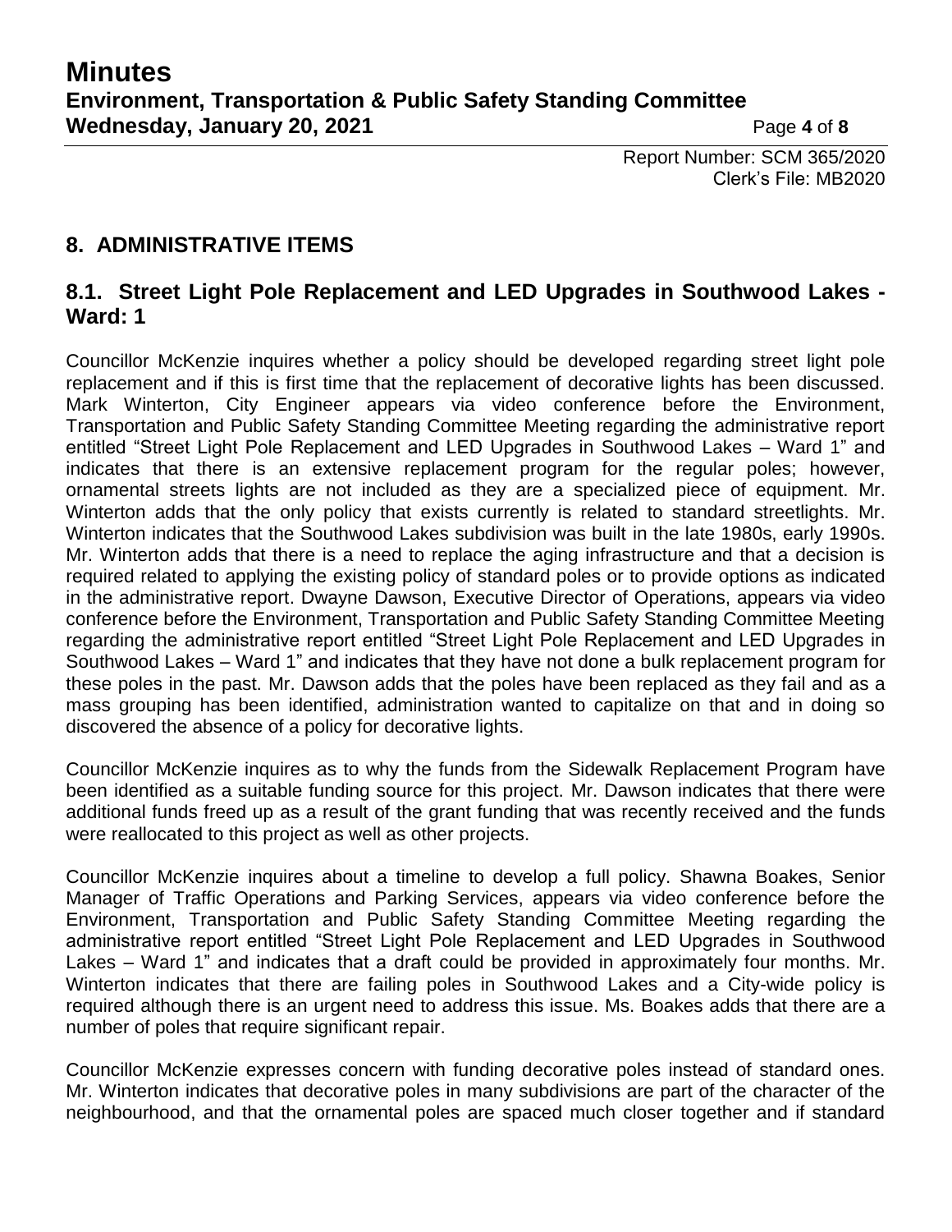Report Number: SCM 365/2020
Clerk's File: MB2020

## 8. ADMINISTRATIVE ITEMS

### 8.1. Street Light Pole Replacement and LED Upgrades in Southwood Lakes - Ward: 1

Councillor McKenzie inquires whether a policy should be developed regarding street light pole replacement and if this is first time that the replacement of decorative lights has been discussed. Mark Winterton, City Engineer appears via video conference before the Environment, Transportation and Public Safety Standing Committee Meeting regarding the administrative report entitled "Street Light Pole Replacement and LED Upgrades in Southwood Lakes – Ward 1" and indicates that there is an extensive replacement program for the regular poles; however, ornamental streets lights are not included as they are a specialized piece of equipment. Mr. Winterton adds that the only policy that exists currently is related to standard streetlights. Mr. Winterton indicates that the Southwood Lakes subdivision was built in the late 1980s, early 1990s. Mr. Winterton adds that there is a need to replace the aging infrastructure and that a decision is required related to applying the existing policy of standard poles or to provide options as indicated in the administrative report. Dwayne Dawson, Executive Director of Operations, appears via video conference before the Environment, Transportation and Public Safety Standing Committee Meeting regarding the administrative report entitled "Street Light Pole Replacement and LED Upgrades in Southwood Lakes – Ward 1" and indicates that they have not done a bulk replacement program for these poles in the past. Mr. Dawson adds that the poles have been replaced as they fail and as a mass grouping has been identified, administration wanted to capitalize on that and in doing so discovered the absence of a policy for decorative lights.

Councillor McKenzie inquires as to why the funds from the Sidewalk Replacement Program have been identified as a suitable funding source for this project. Mr. Dawson indicates that there were additional funds freed up as a result of the grant funding that was recently received and the funds were reallocated to this project as well as other projects.

Councillor McKenzie inquires about a timeline to develop a full policy. Shawna Boakes, Senior Manager of Traffic Operations and Parking Services, appears via video conference before the Environment, Transportation and Public Safety Standing Committee Meeting regarding the administrative report entitled "Street Light Pole Replacement and LED Upgrades in Southwood Lakes – Ward 1" and indicates that a draft could be provided in approximately four months. Mr. Winterton indicates that there are failing poles in Southwood Lakes and a City-wide policy is required although there is an urgent need to address this issue. Ms. Boakes adds that there are a number of poles that require significant repair.

Councillor McKenzie expresses concern with funding decorative poles instead of standard ones. Mr. Winterton indicates that decorative poles in many subdivisions are part of the character of the neighbourhood, and that the ornamental poles are spaced much closer together and if standard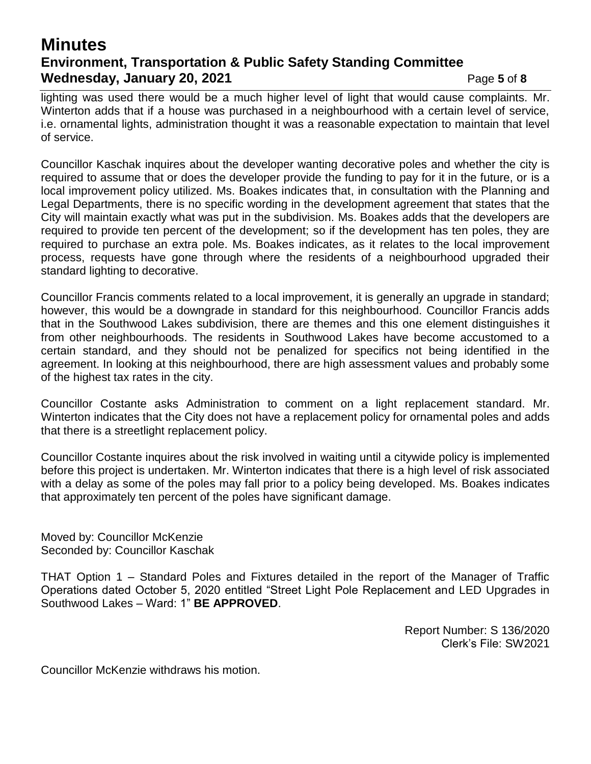lighting was used there would be a much higher level of light that would cause complaints. Mr. Winterton adds that if a house was purchased in a neighbourhood with a certain level of service, i.e. ornamental lights, administration thought it was a reasonable expectation to maintain that level of service.

Councillor Kaschak inquires about the developer wanting decorative poles and whether the city is required to assume that or does the developer provide the funding to pay for it in the future, or is a local improvement policy utilized. Ms. Boakes indicates that, in consultation with the Planning and Legal Departments, there is no specific wording in the development agreement that states that the City will maintain exactly what was put in the subdivision. Ms. Boakes adds that the developers are required to provide ten percent of the development; so if the development has ten poles, they are required to purchase an extra pole. Ms. Boakes indicates, as it relates to the local improvement process, requests have gone through where the residents of a neighbourhood upgraded their standard lighting to decorative.

Councillor Francis comments related to a local improvement, it is generally an upgrade in standard; however, this would be a downgrade in standard for this neighbourhood. Councillor Francis adds that in the Southwood Lakes subdivision, there are themes and this one element distinguishes it from other neighbourhoods. The residents in Southwood Lakes have become accustomed to a certain standard, and they should not be penalized for specifics not being identified in the agreement. In looking at this neighbourhood, there are high assessment values and probably some of the highest tax rates in the city.

Councillor Costante asks Administration to comment on a light replacement standard. Mr. Winterton indicates that the City does not have a replacement policy for ornamental poles and adds that there is a streetlight replacement policy.

Councillor Costante inquires about the risk involved in waiting until a citywide policy is implemented before this project is undertaken. Mr. Winterton indicates that there is a high level of risk associated with a delay as some of the poles may fall prior to a policy being developed. Ms. Boakes indicates that approximately ten percent of the poles have significant damage.

Moved by: Councillor McKenzie
Seconded by: Councillor Kaschak

THAT Option 1 – Standard Poles and Fixtures detailed in the report of the Manager of Traffic Operations dated October 5, 2020 entitled "Street Light Pole Replacement and LED Upgrades in Southwood Lakes – Ward: 1" **BE APPROVED**.

Report Number: S 136/2020
Clerk's File: SW2021

Councillor McKenzie withdraws his motion.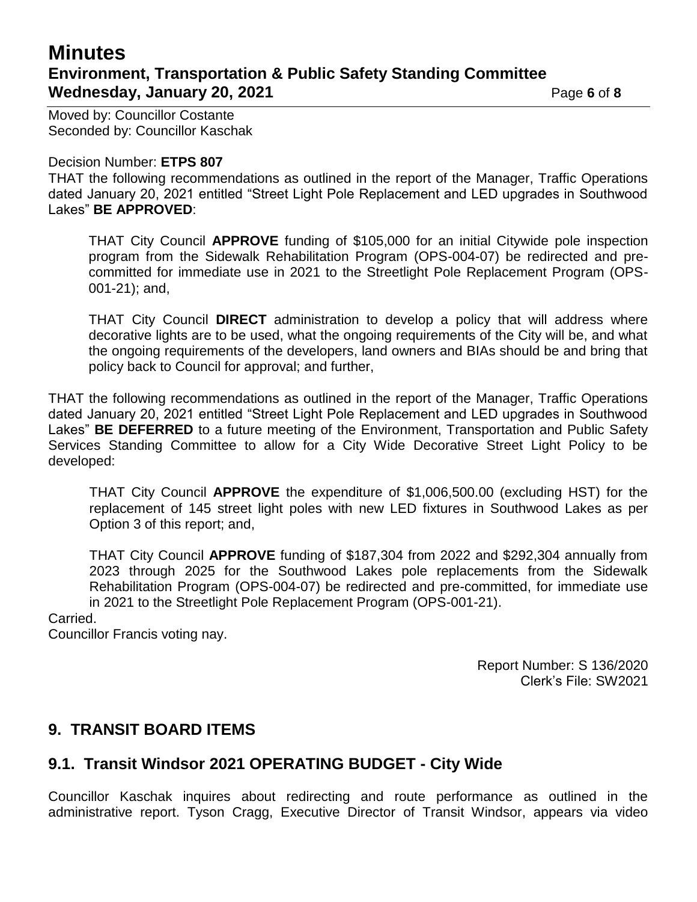Moved by: Councillor Costante
Seconded by: Councillor Kaschak

Decision Number: **ETPS 807**
THAT the following recommendations as outlined in the report of the Manager, Traffic Operations dated January 20, 2021 entitled "Street Light Pole Replacement and LED upgrades in Southwood Lakes" **BE APPROVED**:

> THAT City Council **APPROVE** funding of $105,000 for an initial Citywide pole inspection program from the Sidewalk Rehabilitation Program (OPS-004-07) be redirected and pre-committed for immediate use in 2021 to the Streetlight Pole Replacement Program (OPS-001-21); and,
>
> THAT City Council **DIRECT** administration to develop a policy that will address where decorative lights are to be used, what the ongoing requirements of the City will be, and what the ongoing requirements of the developers, land owners and BIAs should be and bring that policy back to Council for approval; and further,

THAT the following recommendations as outlined in the report of the Manager, Traffic Operations dated January 20, 2021 entitled "Street Light Pole Replacement and LED upgrades in Southwood Lakes" **BE DEFERRED** to a future meeting of the Environment, Transportation and Public Safety Services Standing Committee to allow for a City Wide Decorative Street Light Policy to be developed:

> THAT City Council **APPROVE** the expenditure of $1,006,500.00 (excluding HST) for the replacement of 145 street light poles with new LED fixtures in Southwood Lakes as per Option 3 of this report; and,
>
> THAT City Council **APPROVE** funding of $187,304 from 2022 and $292,304 annually from 2023 through 2025 for the Southwood Lakes pole replacements from the Sidewalk Rehabilitation Program (OPS-004-07) be redirected and pre-committed, for immediate use in 2021 to the Streetlight Pole Replacement Program (OPS-001-21).

Carried.
Councillor Francis voting nay.

Report Number: S 136/2020
Clerk's File: SW2021

## 9. TRANSIT BOARD ITEMS

## 9.1. Transit Windsor 2021 OPERATING BUDGET - City Wide

Councillor Kaschak inquires about redirecting and route performance as outlined in the administrative report. Tyson Cragg, Executive Director of Transit Windsor, appears via video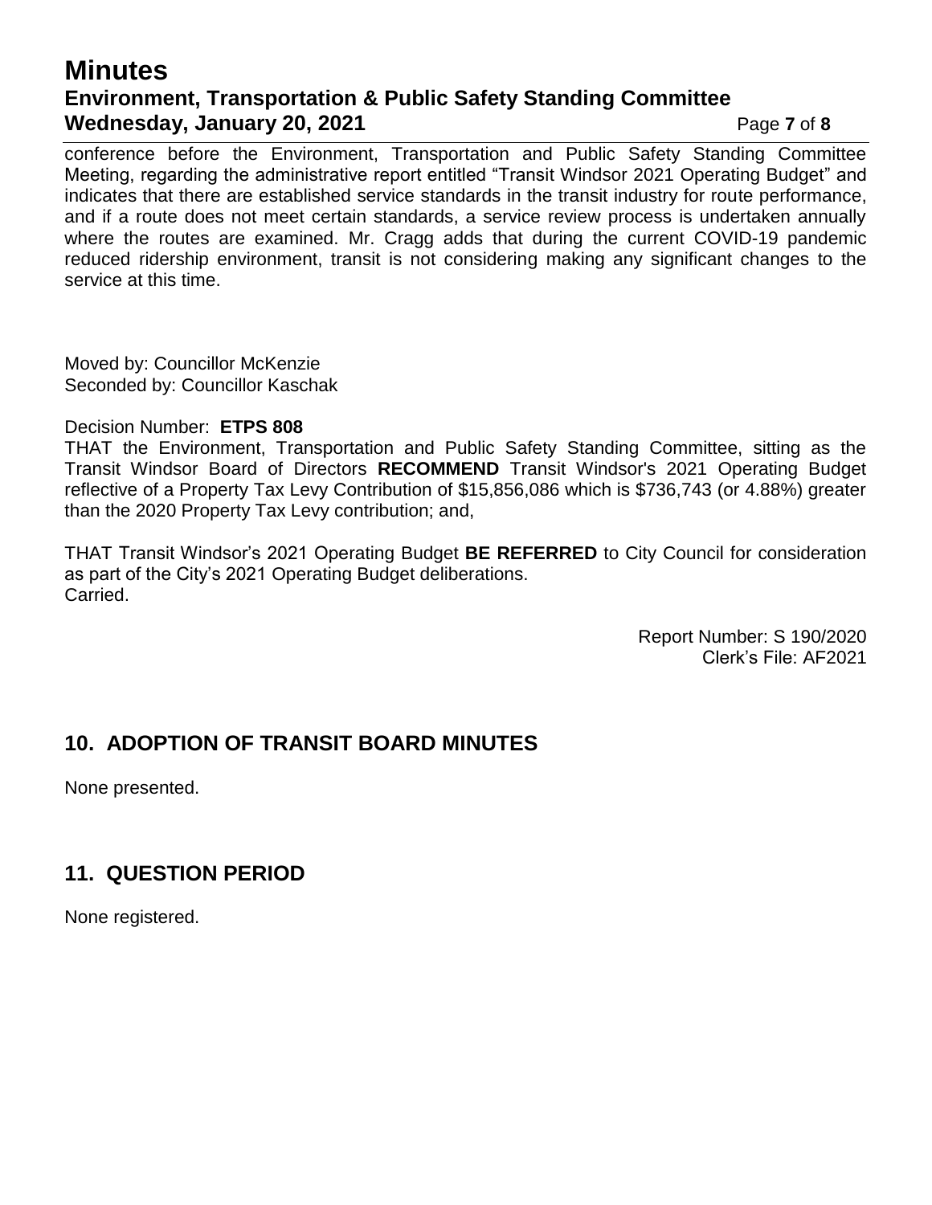conference before the Environment, Transportation and Public Safety Standing Committee Meeting, regarding the administrative report entitled "Transit Windsor 2021 Operating Budget" and indicates that there are established service standards in the transit industry for route performance, and if a route does not meet certain standards, a service review process is undertaken annually where the routes are examined. Mr. Cragg adds that during the current COVID-19 pandemic reduced ridership environment, transit is not considering making any significant changes to the service at this time.

Moved by: Councillor McKenzie
Seconded by: Councillor Kaschak

Decision Number: **ETPS 808**
THAT the Environment, Transportation and Public Safety Standing Committee, sitting as the Transit Windsor Board of Directors **RECOMMEND** Transit Windsor's 2021 Operating Budget reflective of a Property Tax Levy Contribution of $15,856,086 which is $736,743 (or 4.88%) greater than the 2020 Property Tax Levy contribution; and,

THAT Transit Windsor's 2021 Operating Budget **BE REFERRED** to City Council for consideration as part of the City's 2021 Operating Budget deliberations.
Carried.

Report Number: S 190/2020
Clerk's File: AF2021

## 10. ADOPTION OF TRANSIT BOARD MINUTES

None presented.

## 11. QUESTION PERIOD

None registered.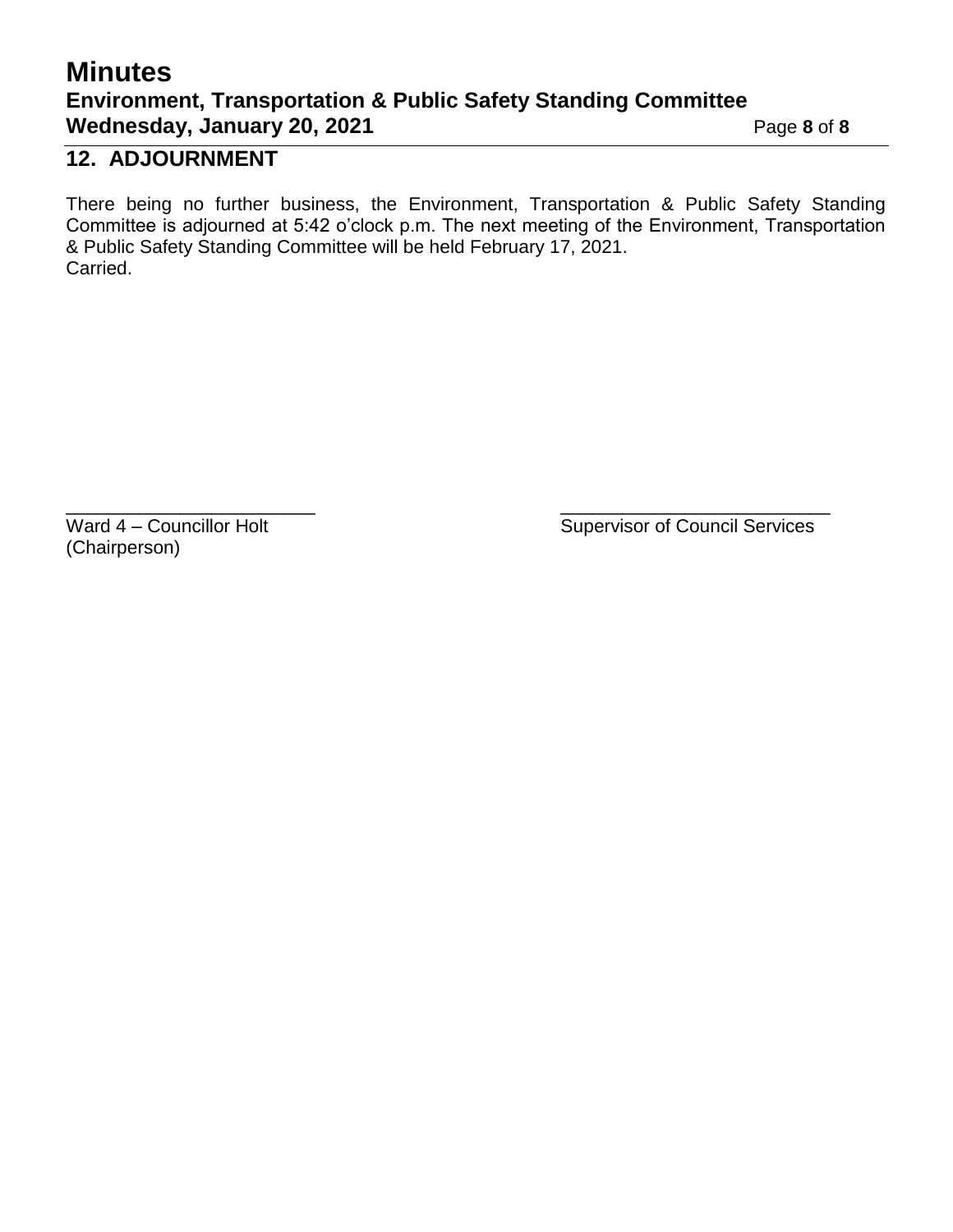## 12. ADJOURNMENT

There being no further business, the Environment, Transportation & Public Safety Standing Committee is adjourned at 5:42 o'clock p.m. The next meeting of the Environment, Transportation & Public Safety Standing Committee will be held February 17, 2021.
Carried.

\_\_\_\_\_\_\_\_\_\_\_\_\_\_\_\_\_\_\_\_\_\_\_\_\_
Ward 4 – Councillor Holt
(Chairperson)

\_\_\_\_\_\_\_\_\_\_\_\_\_\_\_\_\_\_\_\_\_\_\_\_\_\_\_
Supervisor of Council Services